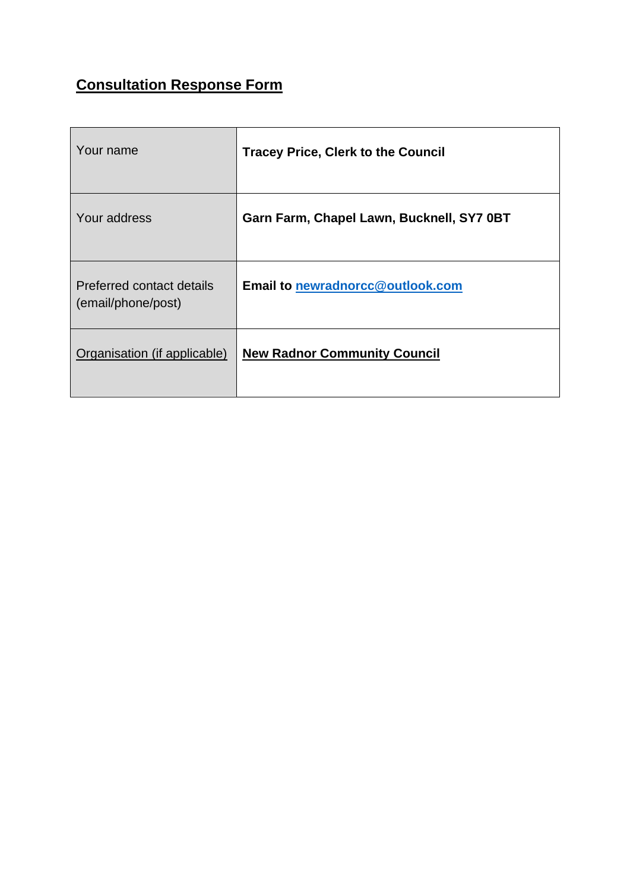## Consultation Response Form

| Your name | **Tracey Price, Clerk to the Council** |
|---|---|
| Your address | **Garn Farm, Chapel Lawn, Bucknell, SY7 0BT** |
| Preferred contact details (email/phone/post) | **Email to newradnorcc@outlook.com** |
| Organisation (if applicable) | **New Radnor Community Council** |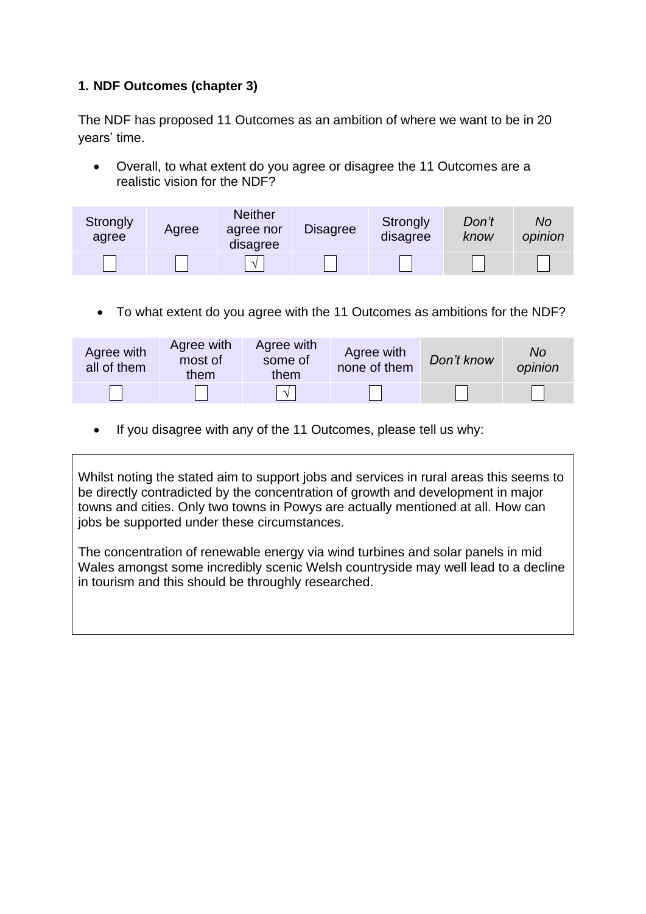**1. NDF Outcomes (chapter 3)**

The NDF has proposed 11 Outcomes as an ambition of where we want to be in 20 years' time.

- Overall, to what extent do you agree or disagree the 11 Outcomes are a realistic vision for the NDF?

| Strongly agree | Agree | Neither agree nor disagree | Disagree | Strongly disagree | *Don't know* | *No opinion* |
|---|---|---|---|---|---|---|
| ☐ | ☐ | √ | ☐ | ☐ | ☐ | ☐ |

- To what extent do you agree with the 11 Outcomes as ambitions for the NDF?

| Agree with all of them | Agree with most of them | Agree with some of them | Agree with none of them | *Don't know* | *No opinion* |
|---|---|---|---|---|---|
| ☐ | ☐ | √ | ☐ | ☐ | ☐ |

- If you disagree with any of the 11 Outcomes, please tell us why:

Whilst noting the stated aim to support jobs and services in rural areas this seems to be directly contradicted by the concentration of growth and development in major towns and cities. Only two towns in Powys are actually mentioned at all. How can jobs be supported under these circumstances.

The concentration of renewable energy via wind turbines and solar panels in mid Wales amongst some incredibly scenic Welsh countryside may well lead to a decline in tourism and this should be throughly researched.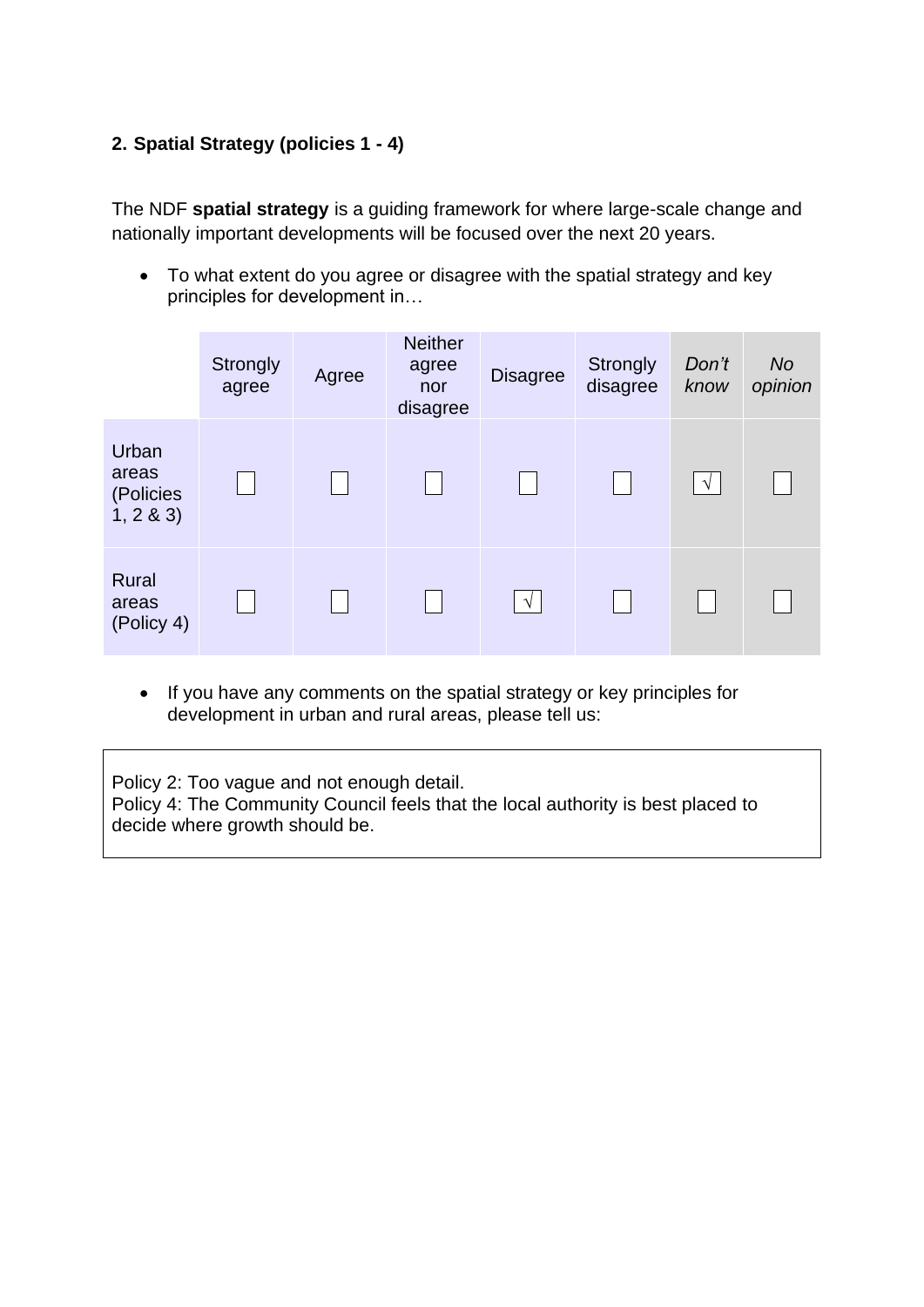**2. Spatial Strategy (policies 1 - 4)**

The NDF **spatial strategy** is a guiding framework for where large-scale change and nationally important developments will be focused over the next 20 years.

- To what extent do you agree or disagree with the spatial strategy and key principles for development in…

| | Strongly agree | Agree | Neither agree nor disagree | Disagree | Strongly disagree | *Don't know* | *No opinion* |
|---|---|---|---|---|---|---|---|
| Urban areas (Policies 1, 2 & 3) | ☐ | ☐ | ☐ | ☐ | ☐ | √ | ☐ |
| Rural areas (Policy 4) | ☐ | ☐ | ☐ | √ | ☐ | ☐ | ☐ |

- If you have any comments on the spatial strategy or key principles for development in urban and rural areas, please tell us:

Policy 2: Too vague and not enough detail.
Policy 4: The Community Council feels that the local authority is best placed to decide where growth should be.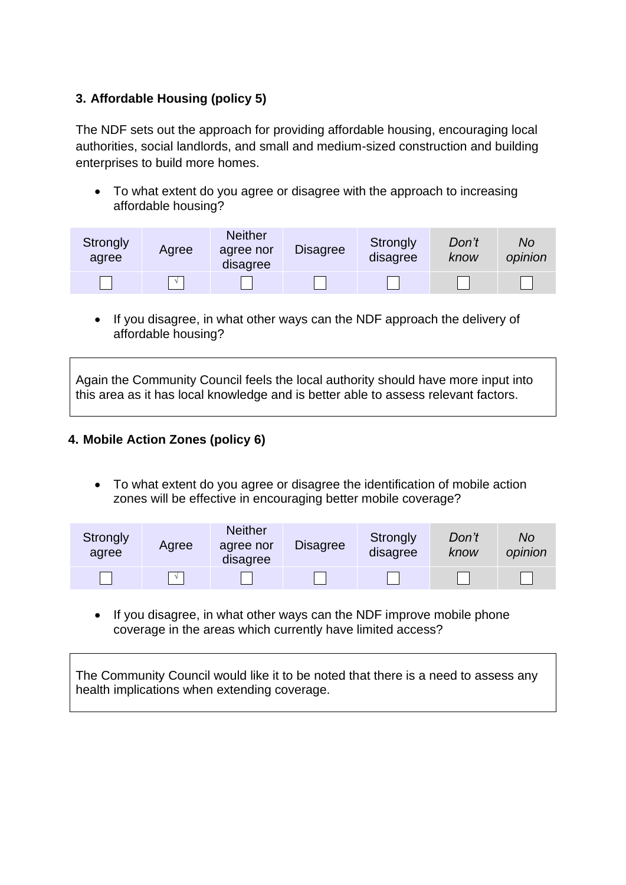### 3. Affordable Housing (policy 5)

The NDF sets out the approach for providing affordable housing, encouraging local authorities, social landlords, and small and medium-sized construction and building enterprises to build more homes.

- To what extent do you agree or disagree with the approach to increasing affordable housing?

| Strongly agree | Agree | Neither agree nor disagree | Disagree | Strongly disagree | *Don't know* | *No opinion* |
|---|---|---|---|---|---|---|
| ☐ | √ | ☐ | ☐ | ☐ | ☐ | ☐ |

- If you disagree, in what other ways can the NDF approach the delivery of affordable housing?

Again the Community Council feels the local authority should have more input into this area as it has local knowledge and is better able to assess relevant factors.

### 4. Mobile Action Zones (policy 6)

- To what extent do you agree or disagree the identification of mobile action zones will be effective in encouraging better mobile coverage?

| Strongly agree | Agree | Neither agree nor disagree | Disagree | Strongly disagree | *Don't know* | *No opinion* |
|---|---|---|---|---|---|---|
| ☐ | √ | ☐ | ☐ | ☐ | ☐ | ☐ |

- If you disagree, in what other ways can the NDF improve mobile phone coverage in the areas which currently have limited access?

The Community Council would like it to be noted that there is a need to assess any health implications when extending coverage.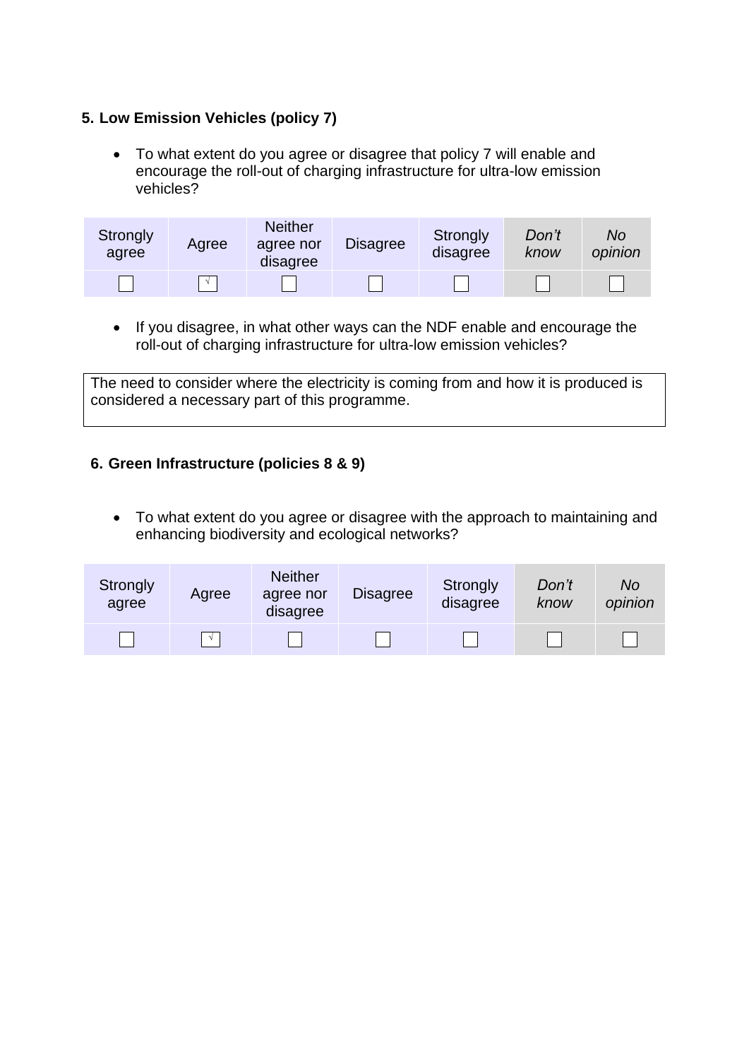### 5. Low Emission Vehicles (policy 7)

- To what extent do you agree or disagree that policy 7 will enable and encourage the roll-out of charging infrastructure for ultra-low emission vehicles?

| Strongly agree | Agree | Neither agree nor disagree | Disagree | Strongly disagree | *Don't know* | *No opinion* |
| --- | --- | --- | --- | --- | --- | --- |
| ☐ | ☑ | ☐ | ☐ | ☐ | ☐ | ☐ |

- If you disagree, in what other ways can the NDF enable and encourage the roll-out of charging infrastructure for ultra-low emission vehicles?

The need to consider where the electricity is coming from and how it is produced is considered a necessary part of this programme.

### 6. Green Infrastructure (policies 8 & 9)

- To what extent do you agree or disagree with the approach to maintaining and enhancing biodiversity and ecological networks?

| Strongly agree | Agree | Neither agree nor disagree | Disagree | Strongly disagree | *Don't know* | *No opinion* |
| --- | --- | --- | --- | --- | --- | --- |
| ☐ | ☑ | ☐ | ☐ | ☐ | ☐ | ☐ |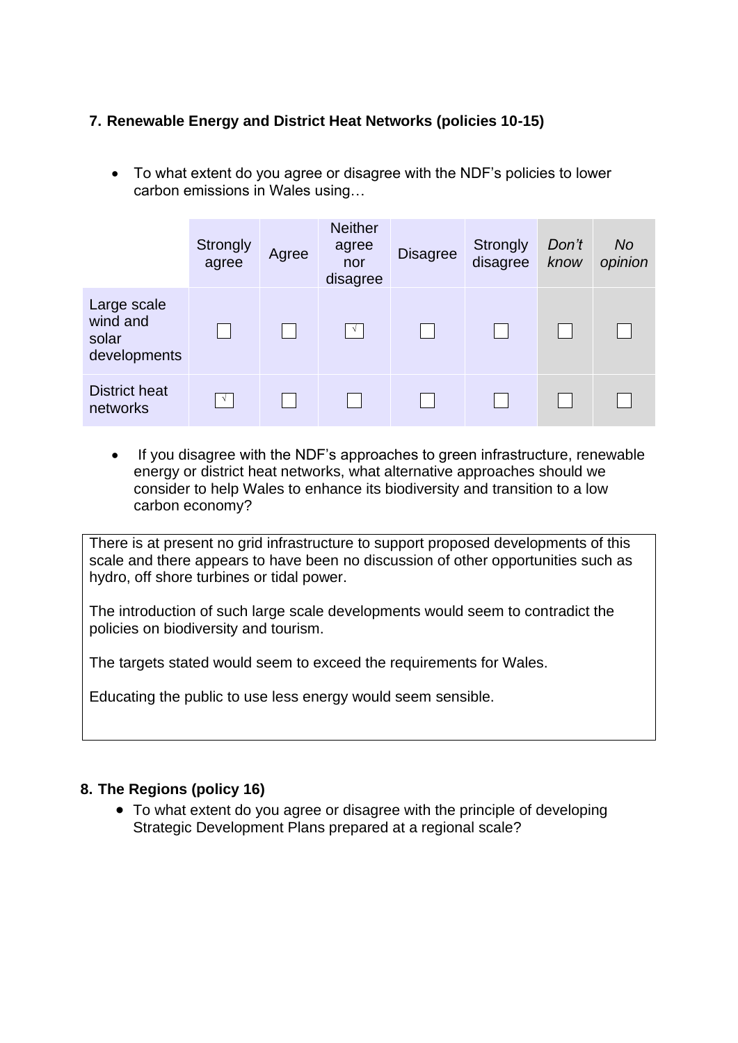## 7. Renewable Energy and District Heat Networks (policies 10-15)

- To what extent do you agree or disagree with the NDF's policies to lower carbon emissions in Wales using…

| | Strongly agree | Agree | Neither agree nor disagree | Disagree | Strongly disagree | *Don't know* | *No opinion* |
|---|---|---|---|---|---|---|---|
| Large scale wind and solar developments | ☐ | ☐ | ☑ | ☐ | ☐ | ☐ | ☐ |
| District heat networks | ☑ | ☐ | ☐ | ☐ | ☐ | ☐ | ☐ |

- If you disagree with the NDF's approaches to green infrastructure, renewable energy or district heat networks, what alternative approaches should we consider to help Wales to enhance its biodiversity and transition to a low carbon economy?

> There is at present no grid infrastructure to support proposed developments of this scale and there appears to have been no discussion of other opportunities such as hydro, off shore turbines or tidal power.
>
> The introduction of such large scale developments would seem to contradict the policies on biodiversity and tourism.
>
> The targets stated would seem to exceed the requirements for Wales.
>
> Educating the public to use less energy would seem sensible.

## 8. The Regions (policy 16)

- To what extent do you agree or disagree with the principle of developing Strategic Development Plans prepared at a regional scale?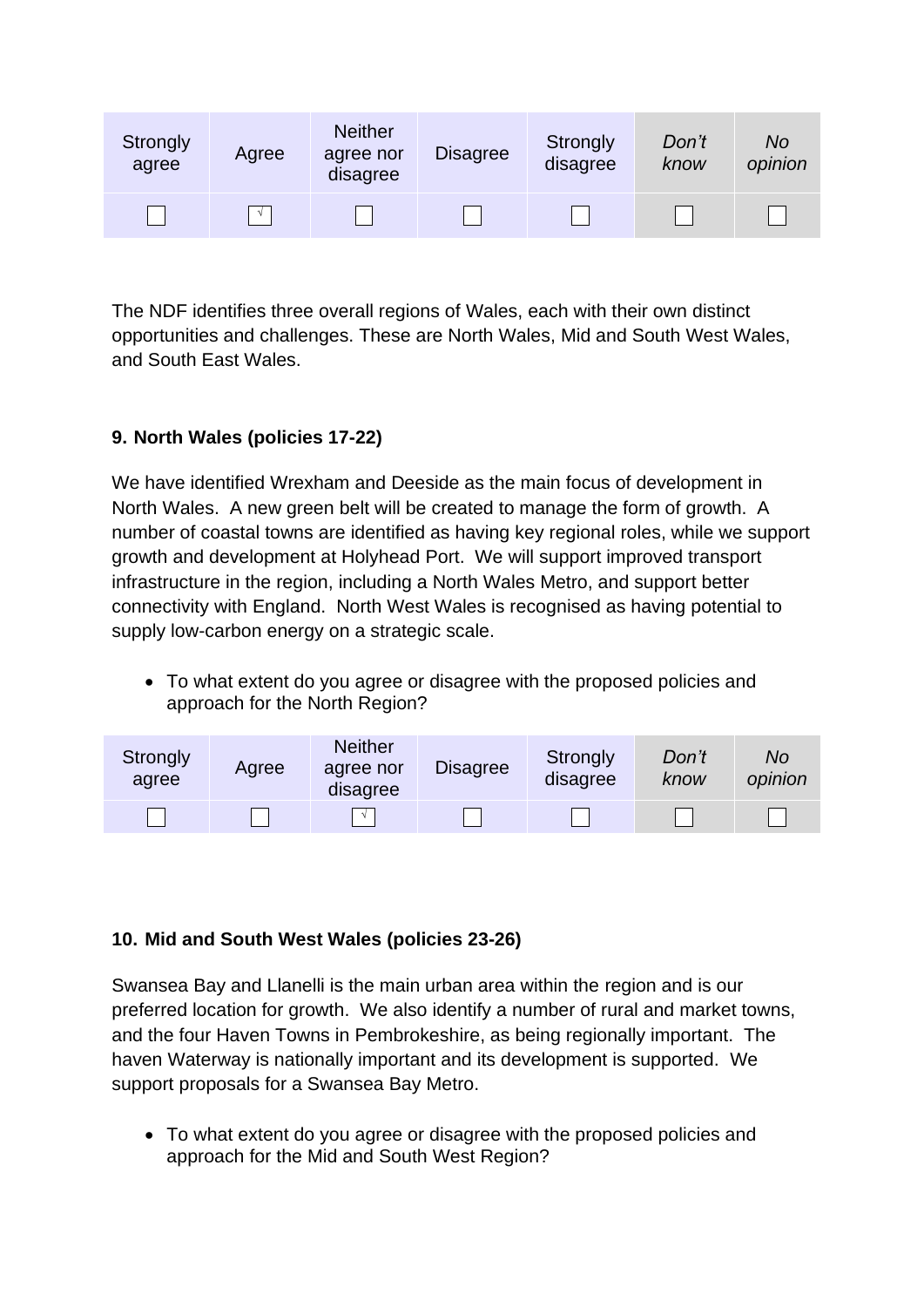| Strongly agree | Agree | Neither agree nor disagree | Disagree | Strongly disagree | *Don't know* | *No opinion* |
|---|---|---|---|---|---|---|
| ☐ | √ | ☐ | ☐ | ☐ | ☐ | ☐ |

The NDF identifies three overall regions of Wales, each with their own distinct opportunities and challenges. These are North Wales, Mid and South West Wales, and South East Wales.

**9. North Wales (policies 17-22)**

We have identified Wrexham and Deeside as the main focus of development in North Wales. A new green belt will be created to manage the form of growth. A number of coastal towns are identified as having key regional roles, while we support growth and development at Holyhead Port. We will support improved transport infrastructure in the region, including a North Wales Metro, and support better connectivity with England. North West Wales is recognised as having potential to supply low-carbon energy on a strategic scale.

- To what extent do you agree or disagree with the proposed policies and approach for the North Region?

| Strongly agree | Agree | Neither agree nor disagree | Disagree | Strongly disagree | *Don't know* | *No opinion* |
|---|---|---|---|---|---|---|
| ☐ | ☐ | √ | ☐ | ☐ | ☐ | ☐ |

**10. Mid and South West Wales (policies 23-26)**

Swansea Bay and Llanelli is the main urban area within the region and is our preferred location for growth. We also identify a number of rural and market towns, and the four Haven Towns in Pembrokeshire, as being regionally important. The haven Waterway is nationally important and its development is supported. We support proposals for a Swansea Bay Metro.

- To what extent do you agree or disagree with the proposed policies and approach for the Mid and South West Region?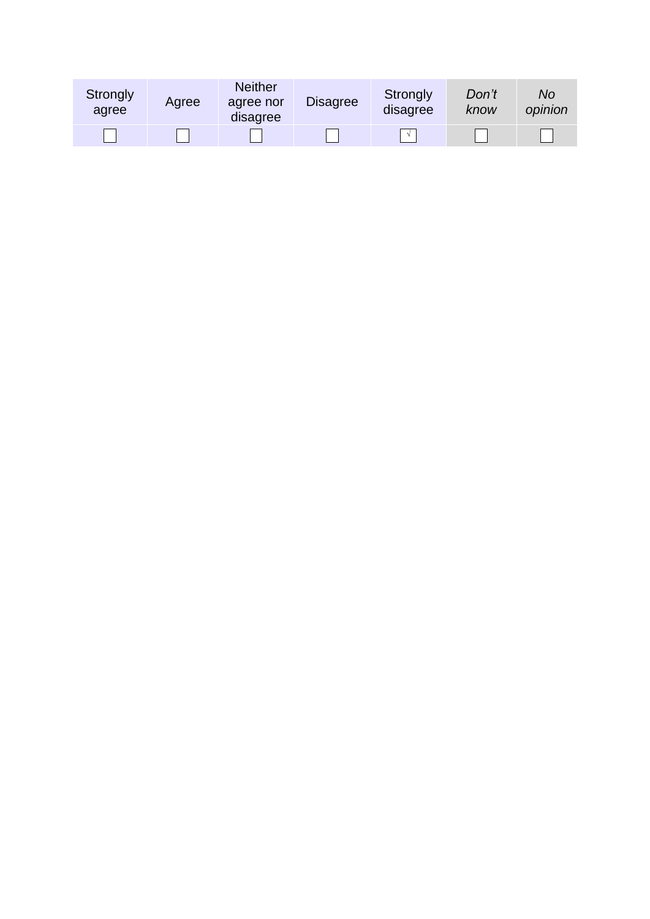| Strongly agree | Agree | Neither agree nor disagree | Disagree | Strongly disagree | *Don't know* | *No opinion* |
|---|---|---|---|---|---|---|
| ☐ | ☐ | ☐ | ☐ | ☑ | ☐ | ☐ |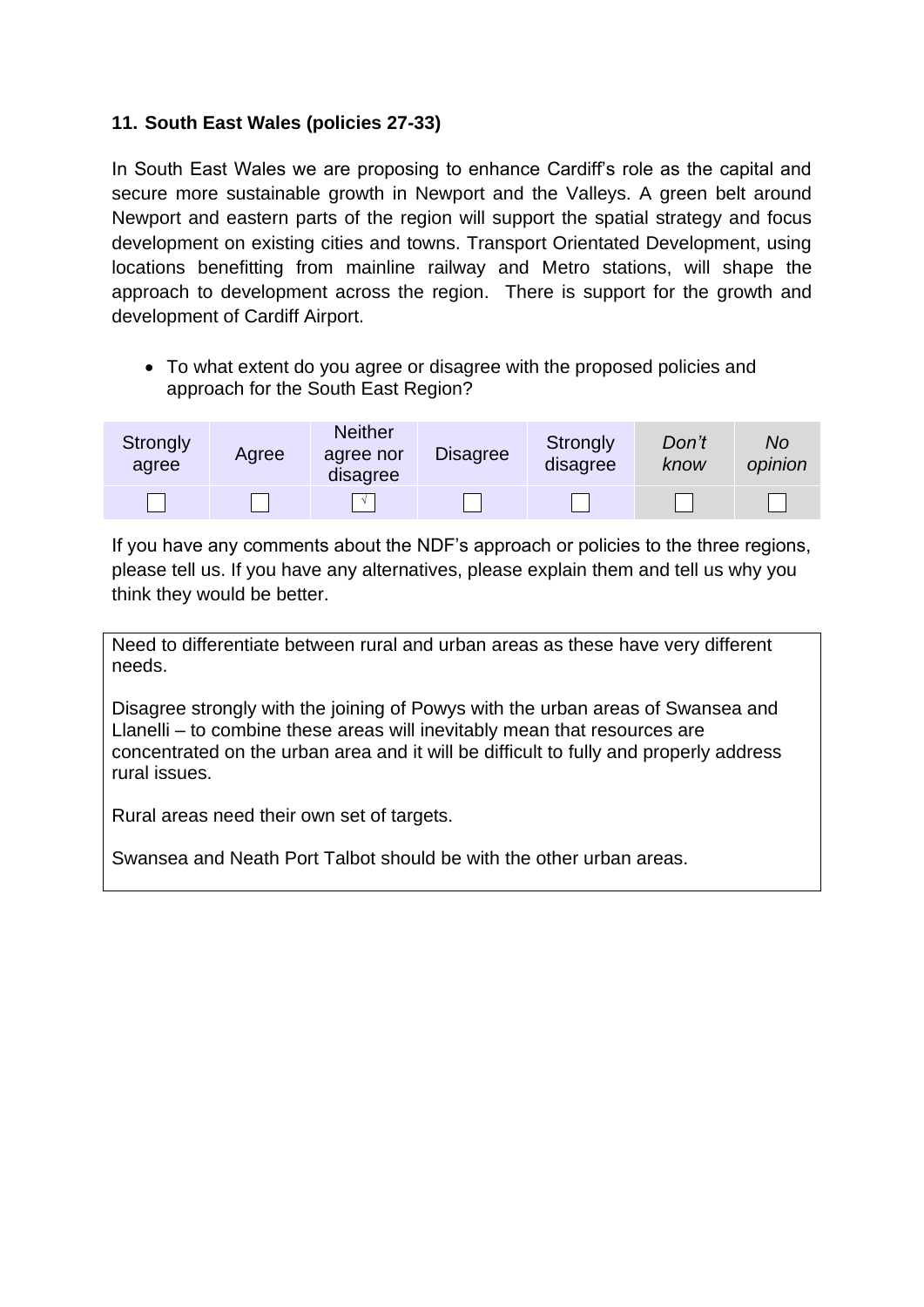### 11. South East Wales (policies 27-33)

In South East Wales we are proposing to enhance Cardiff's role as the capital and secure more sustainable growth in Newport and the Valleys. A green belt around Newport and eastern parts of the region will support the spatial strategy and focus development on existing cities and towns. Transport Orientated Development, using locations benefitting from mainline railway and Metro stations, will shape the approach to development across the region. There is support for the growth and development of Cardiff Airport.

- To what extent do you agree or disagree with the proposed policies and approach for the South East Region?

| Strongly agree | Agree | Neither agree nor disagree | Disagree | Strongly disagree | *Don't know* | *No opinion* |
|---|---|---|---|---|---|---|
| ☐ | ☐ | ☑ | ☐ | ☐ | ☐ | ☐ |

If you have any comments about the NDF's approach or policies to the three regions, please tell us. If you have any alternatives, please explain them and tell us why you think they would be better.

Need to differentiate between rural and urban areas as these have very different needs.

Disagree strongly with the joining of Powys with the urban areas of Swansea and Llanelli – to combine these areas will inevitably mean that resources are concentrated on the urban area and it will be difficult to fully and properly address rural issues.

Rural areas need their own set of targets.

Swansea and Neath Port Talbot should be with the other urban areas.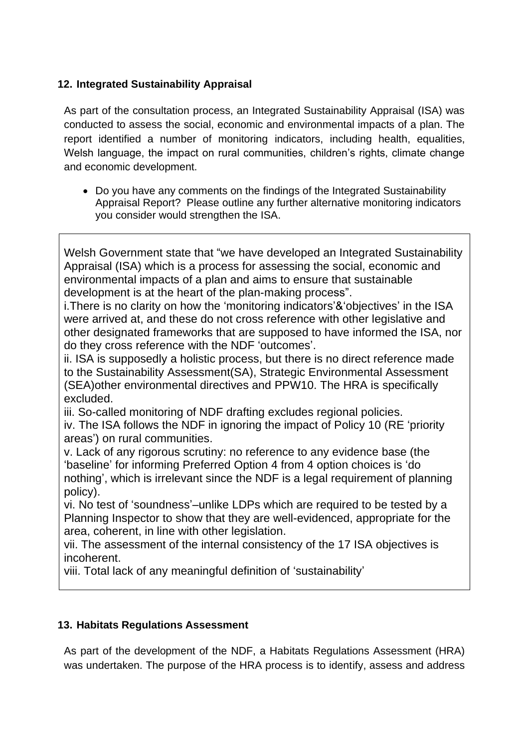## 12. Integrated Sustainability Appraisal

As part of the consultation process, an Integrated Sustainability Appraisal (ISA) was conducted to assess the social, economic and environmental impacts of a plan. The report identified a number of monitoring indicators, including health, equalities, Welsh language, the impact on rural communities, children's rights, climate change and economic development.

- Do you have any comments on the findings of the Integrated Sustainability Appraisal Report? Please outline any further alternative monitoring indicators you consider would strengthen the ISA.

Welsh Government state that "we have developed an Integrated Sustainability Appraisal (ISA) which is a process for assessing the social, economic and environmental impacts of a plan and aims to ensure that sustainable development is at the heart of the plan-making process".

i.There is no clarity on how the 'monitoring indicators'&'objectives' in the ISA were arrived at, and these do not cross reference with other legislative and other designated frameworks that are supposed to have informed the ISA, nor do they cross reference with the NDF 'outcomes'.

ii. ISA is supposedly a holistic process, but there is no direct reference made to the Sustainability Assessment(SA), Strategic Environmental Assessment (SEA)other environmental directives and PPW10. The HRA is specifically excluded.

iii. So-called monitoring of NDF drafting excludes regional policies.

iv. The ISA follows the NDF in ignoring the impact of Policy 10 (RE 'priority areas') on rural communities.

v. Lack of any rigorous scrutiny: no reference to any evidence base (the 'baseline' for informing Preferred Option 4 from 4 option choices is 'do nothing', which is irrelevant since the NDF is a legal requirement of planning policy).

vi. No test of 'soundness'–unlike LDPs which are required to be tested by a Planning Inspector to show that they are well-evidenced, appropriate for the area, coherent, in line with other legislation.

vii. The assessment of the internal consistency of the 17 ISA objectives is incoherent.

viii. Total lack of any meaningful definition of 'sustainability'

## 13. Habitats Regulations Assessment

As part of the development of the NDF, a Habitats Regulations Assessment (HRA) was undertaken. The purpose of the HRA process is to identify, assess and address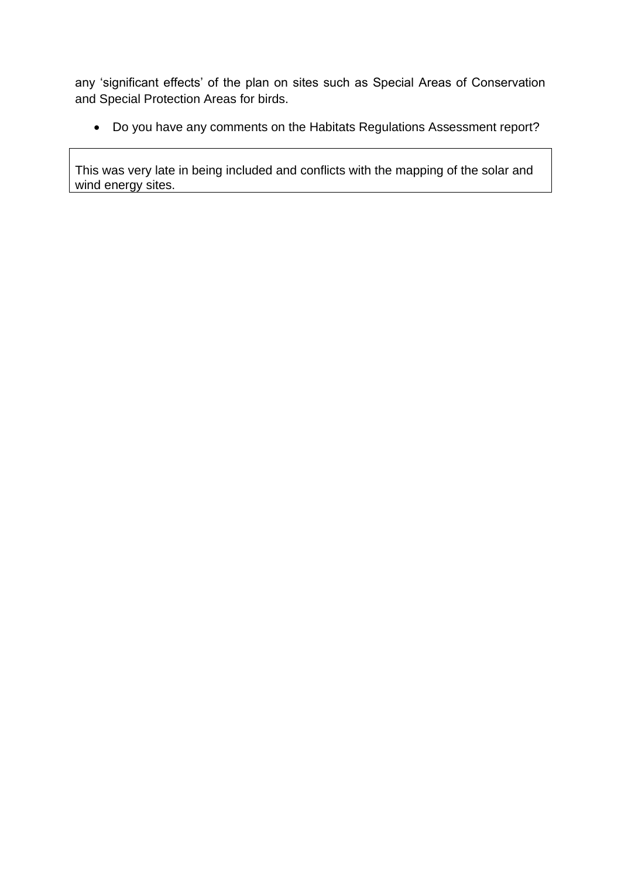any 'significant effects' of the plan on sites such as Special Areas of Conservation and Special Protection Areas for birds.

- Do you have any comments on the Habitats Regulations Assessment report?

| This was very late in being included and conflicts with the mapping of the solar and wind energy sites. |
| --- |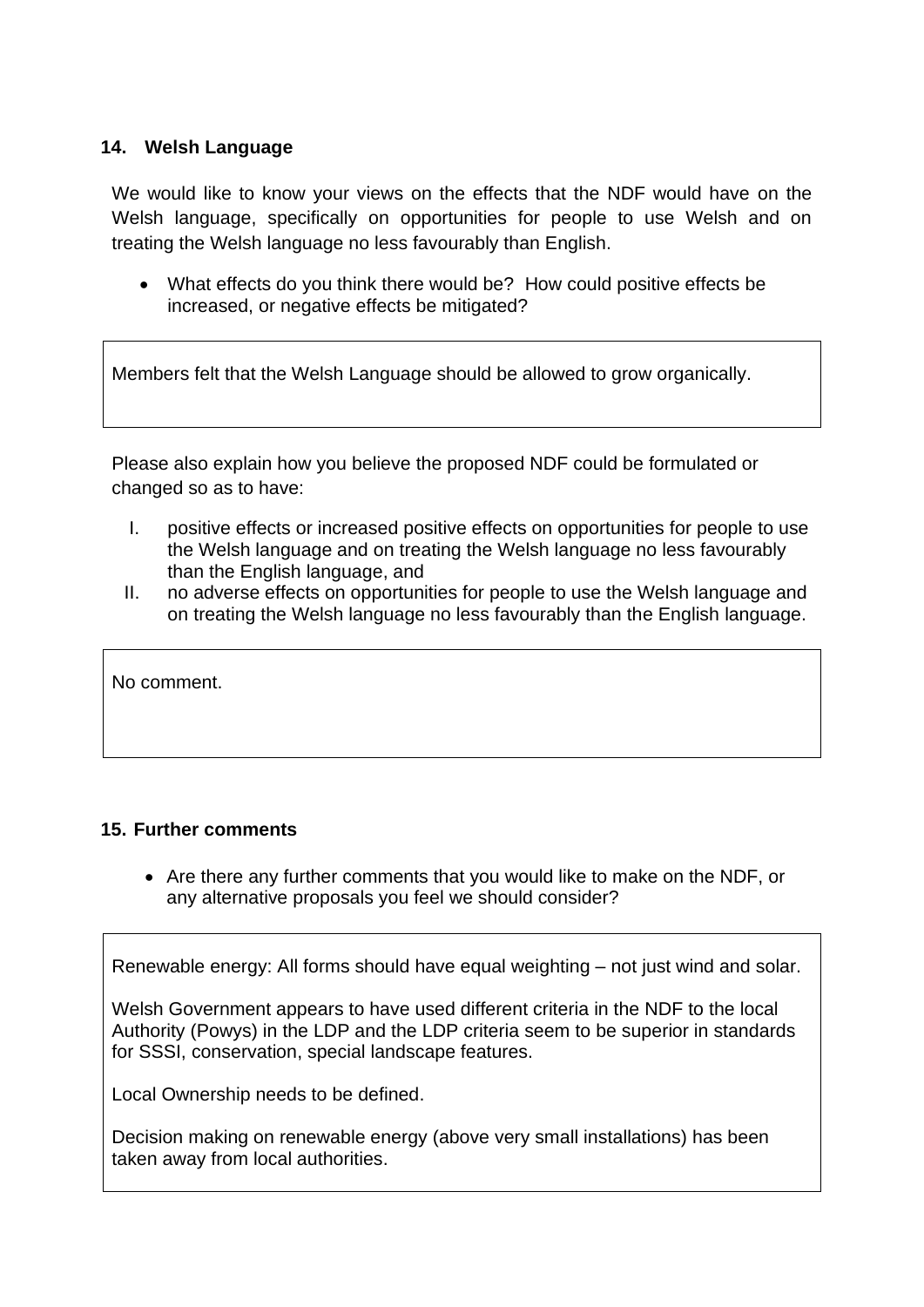### 14. Welsh Language

We would like to know your views on the effects that the NDF would have on the Welsh language, specifically on opportunities for people to use Welsh and on treating the Welsh language no less favourably than English.

- What effects do you think there would be? How could positive effects be increased, or negative effects be mitigated?

Members felt that the Welsh Language should be allowed to grow organically.

Please also explain how you believe the proposed NDF could be formulated or changed so as to have:

I. positive effects or increased positive effects on opportunities for people to use the Welsh language and on treating the Welsh language no less favourably than the English language, and
II. no adverse effects on opportunities for people to use the Welsh language and on treating the Welsh language no less favourably than the English language.

No comment.

### 15. Further comments

- Are there any further comments that you would like to make on the NDF, or any alternative proposals you feel we should consider?

Renewable energy: All forms should have equal weighting – not just wind and solar.

Welsh Government appears to have used different criteria in the NDF to the local Authority (Powys) in the LDP and the LDP criteria seem to be superior in standards for SSSI, conservation, special landscape features.

Local Ownership needs to be defined.

Decision making on renewable energy (above very small installations) has been taken away from local authorities.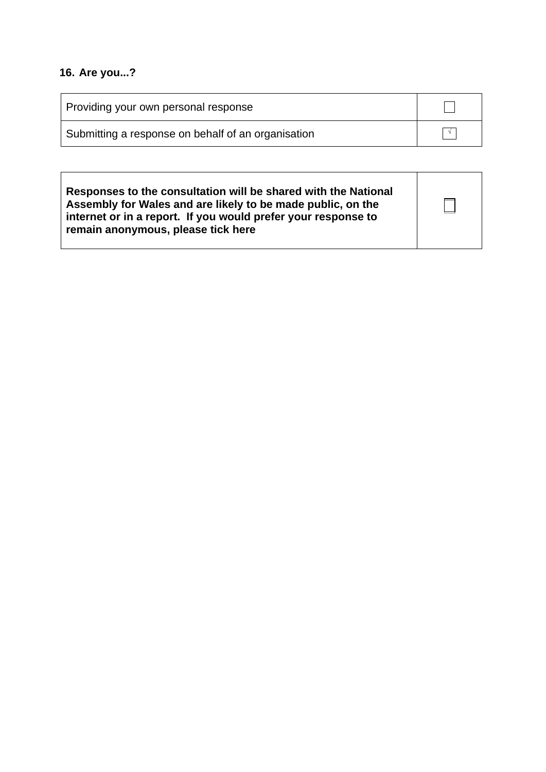**16. Are you...?**

| | |
|---|---|
| Providing your own personal response | ☐ |
| Submitting a response on behalf of an organisation | √ |

| | |
|---|---|
| **Responses to the consultation will be shared with the National Assembly for Wales and are likely to be made public, on the internet or in a report. If you would prefer your response to remain anonymous, please tick here** | ☐ |